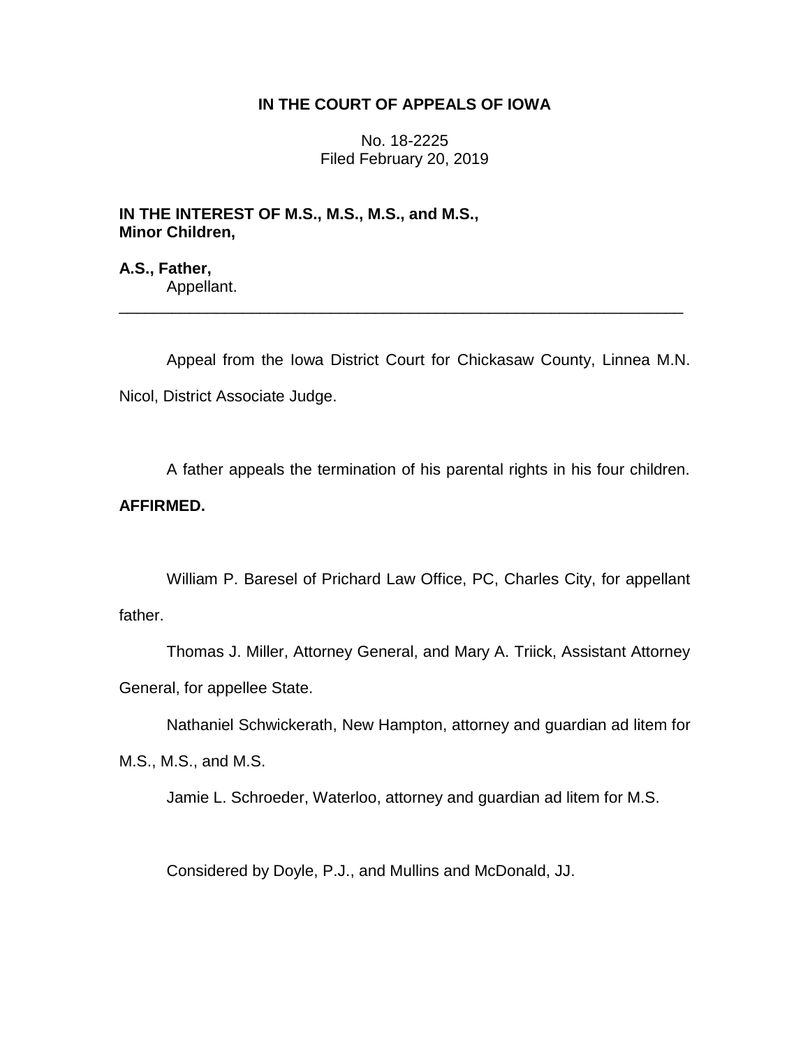**IN THE COURT OF APPEALS OF IOWA**

No. 18-2225
Filed February 20, 2019

**IN THE INTEREST OF M.S., M.S., M.S., and M.S., Minor Children,**

**A.S., Father,**
Appellant.

---

Appeal from the Iowa District Court for Chickasaw County, Linnea M.N. Nicol, District Associate Judge.

A father appeals the termination of his parental rights in his four children. **AFFIRMED.**

William P. Baresel of Prichard Law Office, PC, Charles City, for appellant father.

Thomas J. Miller, Attorney General, and Mary A. Triick, Assistant Attorney General, for appellee State.

Nathaniel Schwickerath, New Hampton, attorney and guardian ad litem for M.S., M.S., and M.S.

Jamie L. Schroeder, Waterloo, attorney and guardian ad litem for M.S.

Considered by Doyle, P.J., and Mullins and McDonald, JJ.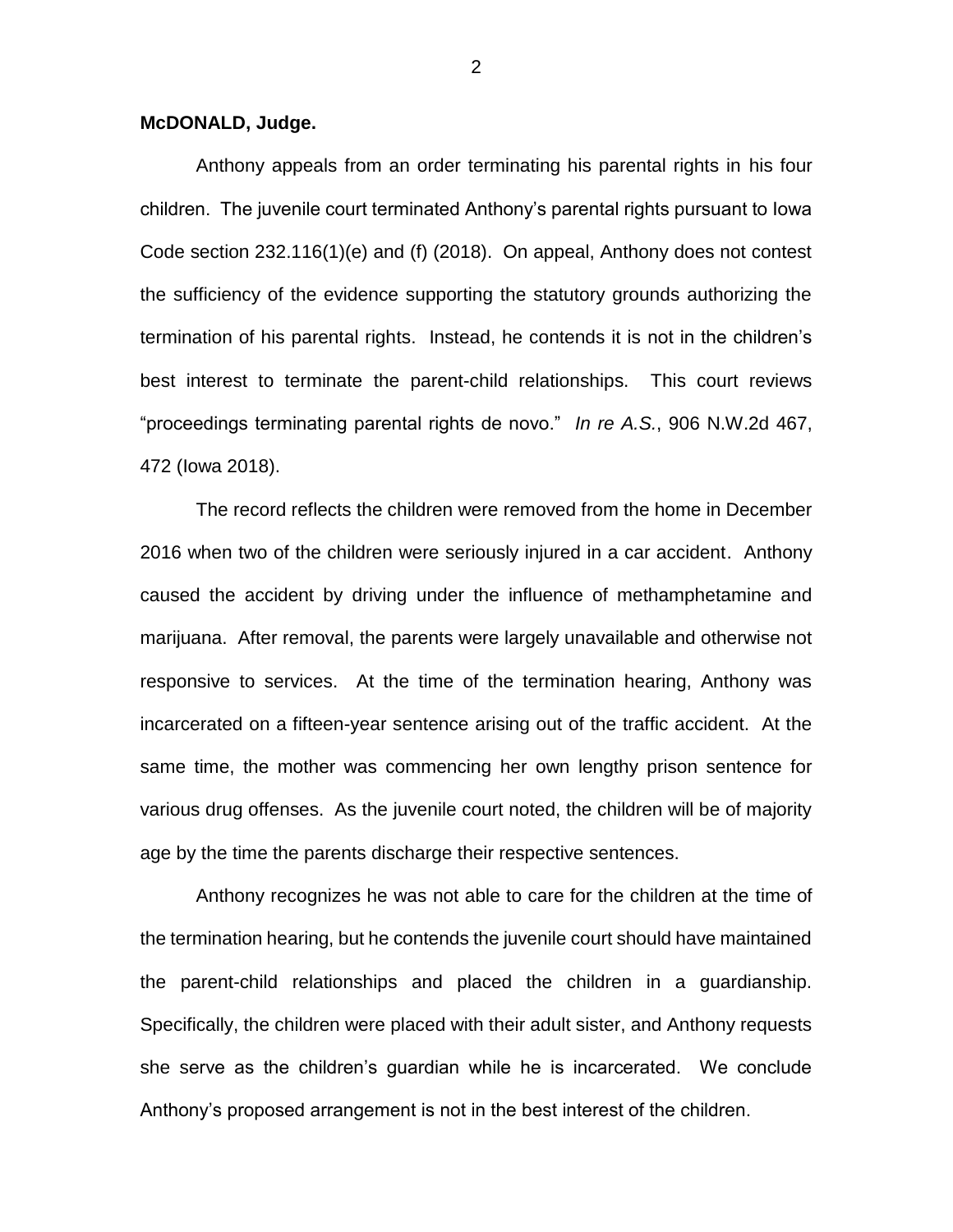**McDONALD, Judge.**

Anthony appeals from an order terminating his parental rights in his four children. The juvenile court terminated Anthony's parental rights pursuant to Iowa Code section 232.116(1)(e) and (f) (2018). On appeal, Anthony does not contest the sufficiency of the evidence supporting the statutory grounds authorizing the termination of his parental rights. Instead, he contends it is not in the children's best interest to terminate the parent-child relationships. This court reviews "proceedings terminating parental rights de novo." *In re A.S.*, 906 N.W.2d 467, 472 (Iowa 2018).

The record reflects the children were removed from the home in December 2016 when two of the children were seriously injured in a car accident. Anthony caused the accident by driving under the influence of methamphetamine and marijuana. After removal, the parents were largely unavailable and otherwise not responsive to services. At the time of the termination hearing, Anthony was incarcerated on a fifteen-year sentence arising out of the traffic accident. At the same time, the mother was commencing her own lengthy prison sentence for various drug offenses. As the juvenile court noted, the children will be of majority age by the time the parents discharge their respective sentences.

Anthony recognizes he was not able to care for the children at the time of the termination hearing, but he contends the juvenile court should have maintained the parent-child relationships and placed the children in a guardianship. Specifically, the children were placed with their adult sister, and Anthony requests she serve as the children's guardian while he is incarcerated. We conclude Anthony's proposed arrangement is not in the best interest of the children.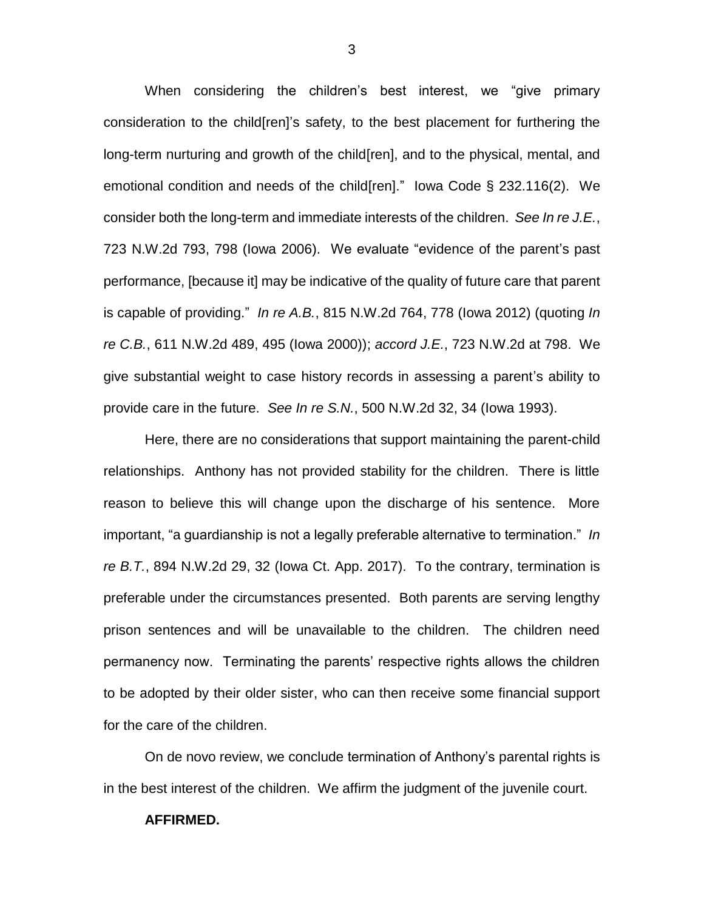When considering the children's best interest, we "give primary consideration to the child[ren]'s safety, to the best placement for furthering the long-term nurturing and growth of the child[ren], and to the physical, mental, and emotional condition and needs of the child[ren]." Iowa Code § 232.116(2). We consider both the long-term and immediate interests of the children. *See In re J.E.*, 723 N.W.2d 793, 798 (Iowa 2006). We evaluate "evidence of the parent's past performance, [because it] may be indicative of the quality of future care that parent is capable of providing." *In re A.B.*, 815 N.W.2d 764, 778 (Iowa 2012) (quoting *In re C.B.*, 611 N.W.2d 489, 495 (Iowa 2000)); *accord J.E.*, 723 N.W.2d at 798. We give substantial weight to case history records in assessing a parent's ability to provide care in the future. *See In re S.N.*, 500 N.W.2d 32, 34 (Iowa 1993).

Here, there are no considerations that support maintaining the parent-child relationships. Anthony has not provided stability for the children. There is little reason to believe this will change upon the discharge of his sentence. More important, "a guardianship is not a legally preferable alternative to termination." *In re B.T.*, 894 N.W.2d 29, 32 (Iowa Ct. App. 2017). To the contrary, termination is preferable under the circumstances presented. Both parents are serving lengthy prison sentences and will be unavailable to the children. The children need permanency now. Terminating the parents' respective rights allows the children to be adopted by their older sister, who can then receive some financial support for the care of the children.

On de novo review, we conclude termination of Anthony's parental rights is in the best interest of the children. We affirm the judgment of the juvenile court.

**AFFIRMED.**